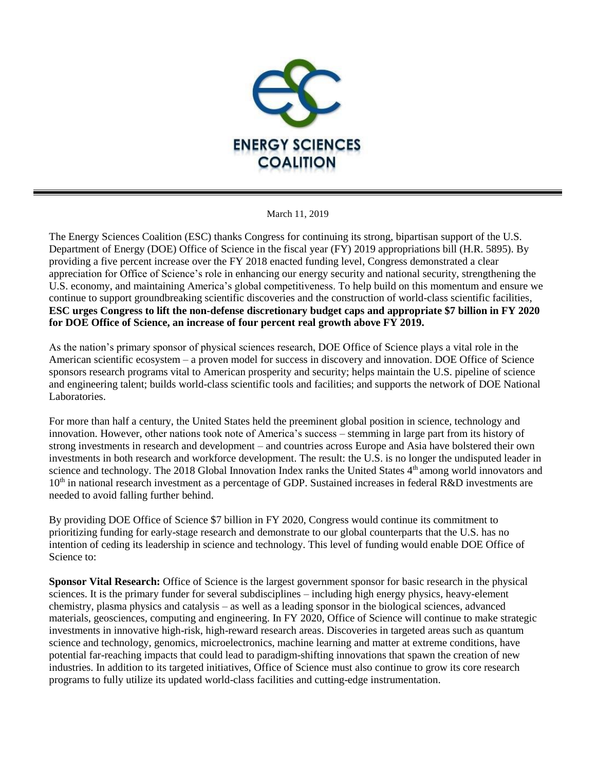# ENERGY SCIENCES COALITION

March 11, 2019

The Energy Sciences Coalition (ESC) thanks Congress for continuing its strong, bipartisan support of the U.S. Department of Energy (DOE) Office of Science in the fiscal year (FY) 2019 appropriations bill (H.R. 5895). By providing a five percent increase over the FY 2018 enacted funding level, Congress demonstrated a clear appreciation for Office of Science's role in enhancing our energy security and national security, strengthening the U.S. economy, and maintaining America's global competitiveness. To help build on this momentum and ensure we continue to support groundbreaking scientific discoveries and the construction of world-class scientific facilities, **ESC urges Congress to lift the non-defense discretionary budget caps and appropriate $7 billion in FY 2020 for DOE Office of Science, an increase of four percent real growth above FY 2019.**

As the nation's primary sponsor of physical sciences research, DOE Office of Science plays a vital role in the American scientific ecosystem – a proven model for success in discovery and innovation. DOE Office of Science sponsors research programs vital to American prosperity and security; helps maintain the U.S. pipeline of science and engineering talent; builds world-class scientific tools and facilities; and supports the network of DOE National Laboratories.

For more than half a century, the United States held the preeminent global position in science, technology and innovation. However, other nations took note of America's success – stemming in large part from its history of strong investments in research and development – and countries across Europe and Asia have bolstered their own investments in both research and workforce development. The result: the U.S. is no longer the undisputed leader in science and technology. The 2018 Global Innovation Index ranks the United States 4th among world innovators and 10th in national research investment as a percentage of GDP. Sustained increases in federal R&D investments are needed to avoid falling further behind.

By providing DOE Office of Science $7 billion in FY 2020, Congress would continue its commitment to prioritizing funding for early-stage research and demonstrate to our global counterparts that the U.S. has no intention of ceding its leadership in science and technology. This level of funding would enable DOE Office of Science to:

**Sponsor Vital Research:** Office of Science is the largest government sponsor for basic research in the physical sciences. It is the primary funder for several subdisciplines – including high energy physics, heavy-element chemistry, plasma physics and catalysis – as well as a leading sponsor in the biological sciences, advanced materials, geosciences, computing and engineering. In FY 2020, Office of Science will continue to make strategic investments in innovative high-risk, high-reward research areas. Discoveries in targeted areas such as quantum science and technology, genomics, microelectronics, machine learning and matter at extreme conditions, have potential far-reaching impacts that could lead to paradigm-shifting innovations that spawn the creation of new industries. In addition to its targeted initiatives, Office of Science must also continue to grow its core research programs to fully utilize its updated world-class facilities and cutting-edge instrumentation.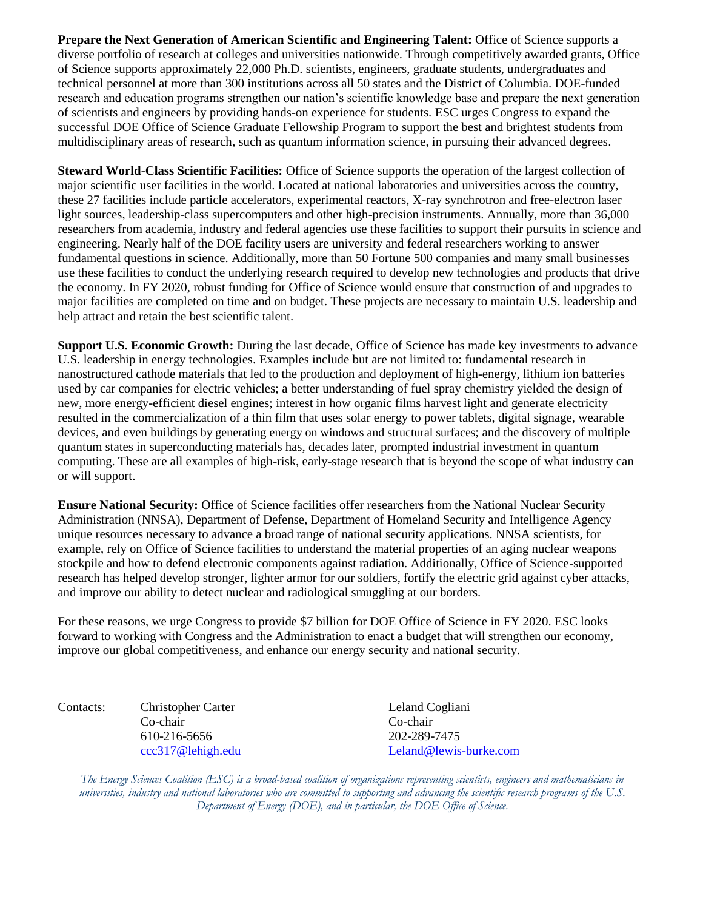**Prepare the Next Generation of American Scientific and Engineering Talent:** Office of Science supports a diverse portfolio of research at colleges and universities nationwide. Through competitively awarded grants, Office of Science supports approximately 22,000 Ph.D. scientists, engineers, graduate students, undergraduates and technical personnel at more than 300 institutions across all 50 states and the District of Columbia. DOE-funded research and education programs strengthen our nation's scientific knowledge base and prepare the next generation of scientists and engineers by providing hands-on experience for students. ESC urges Congress to expand the successful DOE Office of Science Graduate Fellowship Program to support the best and brightest students from multidisciplinary areas of research, such as quantum information science, in pursuing their advanced degrees.

**Steward World-Class Scientific Facilities:** Office of Science supports the operation of the largest collection of major scientific user facilities in the world. Located at national laboratories and universities across the country, these 27 facilities include particle accelerators, experimental reactors, X-ray synchrotron and free-electron laser light sources, leadership-class supercomputers and other high-precision instruments. Annually, more than 36,000 researchers from academia, industry and federal agencies use these facilities to support their pursuits in science and engineering. Nearly half of the DOE facility users are university and federal researchers working to answer fundamental questions in science. Additionally, more than 50 Fortune 500 companies and many small businesses use these facilities to conduct the underlying research required to develop new technologies and products that drive the economy. In FY 2020, robust funding for Office of Science would ensure that construction of and upgrades to major facilities are completed on time and on budget. These projects are necessary to maintain U.S. leadership and help attract and retain the best scientific talent.

**Support U.S. Economic Growth:** During the last decade, Office of Science has made key investments to advance U.S. leadership in energy technologies. Examples include but are not limited to: fundamental research in nanostructured cathode materials that led to the production and deployment of high-energy, lithium ion batteries used by car companies for electric vehicles; a better understanding of fuel spray chemistry yielded the design of new, more energy-efficient diesel engines; interest in how organic films harvest light and generate electricity resulted in the commercialization of a thin film that uses solar energy to power tablets, digital signage, wearable devices, and even buildings by generating energy on windows and structural surfaces; and the discovery of multiple quantum states in superconducting materials has, decades later, prompted industrial investment in quantum computing. These are all examples of high-risk, early-stage research that is beyond the scope of what industry can or will support.

**Ensure National Security:** Office of Science facilities offer researchers from the National Nuclear Security Administration (NNSA), Department of Defense, Department of Homeland Security and Intelligence Agency unique resources necessary to advance a broad range of national security applications. NNSA scientists, for example, rely on Office of Science facilities to understand the material properties of an aging nuclear weapons stockpile and how to defend electronic components against radiation. Additionally, Office of Science-supported research has helped develop stronger, lighter armor for our soldiers, fortify the electric grid against cyber attacks, and improve our ability to detect nuclear and radiological smuggling at our borders.

For these reasons, we urge Congress to provide $7 billion for DOE Office of Science in FY 2020. ESC looks forward to working with Congress and the Administration to enact a budget that will strengthen our economy, improve our global competitiveness, and enhance our energy security and national security.

Contacts:

Christopher Carter
Co-chair
610-216-5656
ccc317@lehigh.edu

Leland Cogliani
Co-chair
202-289-7475
Leland@lewis-burke.com

*The Energy Sciences Coalition (ESC) is a broad-based coalition of organizations representing scientists, engineers and mathematicians in universities, industry and national laboratories who are committed to supporting and advancing the scientific research programs of the U.S. Department of Energy (DOE), and in particular, the DOE Office of Science.*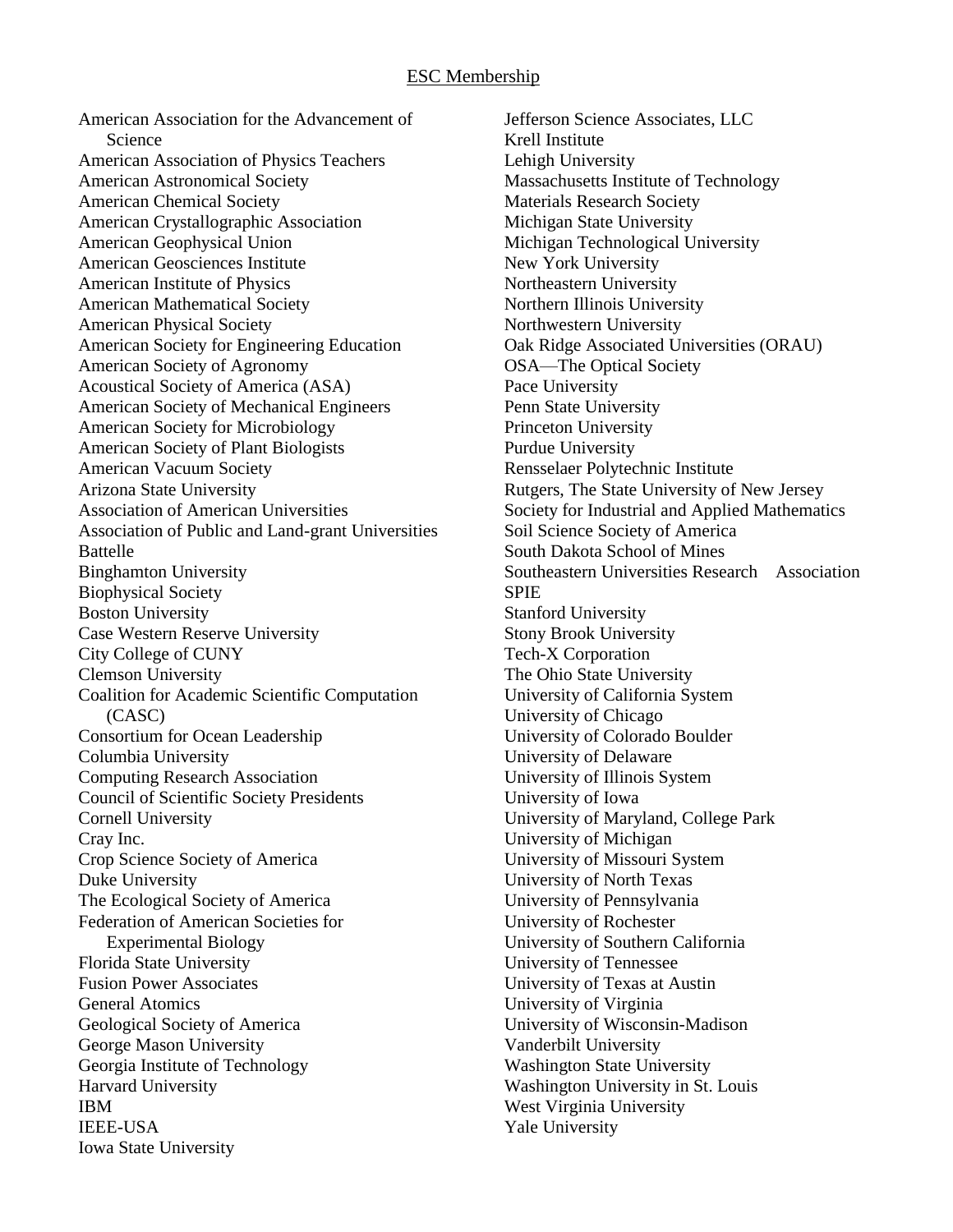## ESC Membership

American Association for the Advancement of Science
American Association of Physics Teachers
American Astronomical Society
American Chemical Society
American Crystallographic Association
American Geophysical Union
American Geosciences Institute
American Institute of Physics
American Mathematical Society
American Physical Society
American Society for Engineering Education
American Society of Agronomy
Acoustical Society of America (ASA)
American Society of Mechanical Engineers
American Society for Microbiology
American Society of Plant Biologists
American Vacuum Society
Arizona State University
Association of American Universities
Association of Public and Land-grant Universities
Battelle
Binghamton University
Biophysical Society
Boston University
Case Western Reserve University
City College of CUNY
Clemson University
Coalition for Academic Scientific Computation (CASC)
Consortium for Ocean Leadership
Columbia University
Computing Research Association
Council of Scientific Society Presidents
Cornell University
Cray Inc.
Crop Science Society of America
Duke University
The Ecological Society of America
Federation of American Societies for Experimental Biology
Florida State University
Fusion Power Associates
General Atomics
Geological Society of America
George Mason University
Georgia Institute of Technology
Harvard University
IBM
IEEE-USA
Iowa State University
Jefferson Science Associates, LLC
Krell Institute
Lehigh University
Massachusetts Institute of Technology
Materials Research Society
Michigan State University
Michigan Technological University
New York University
Northeastern University
Northern Illinois University
Northwestern University
Oak Ridge Associated Universities (ORAU)
OSA—The Optical Society
Pace University
Penn State University
Princeton University
Purdue University
Rensselaer Polytechnic Institute
Rutgers, The State University of New Jersey
Society for Industrial and Applied Mathematics
Soil Science Society of America
South Dakota School of Mines
Southeastern Universities Research Association
SPIE
Stanford University
Stony Brook University
Tech-X Corporation
The Ohio State University
University of California System
University of Chicago
University of Colorado Boulder
University of Delaware
University of Illinois System
University of Iowa
University of Maryland, College Park
University of Michigan
University of Missouri System
University of North Texas
University of Pennsylvania
University of Rochester
University of Southern California
University of Tennessee
University of Texas at Austin
University of Virginia
University of Wisconsin-Madison
Vanderbilt University
Washington State University
Washington University in St. Louis
West Virginia University
Yale University